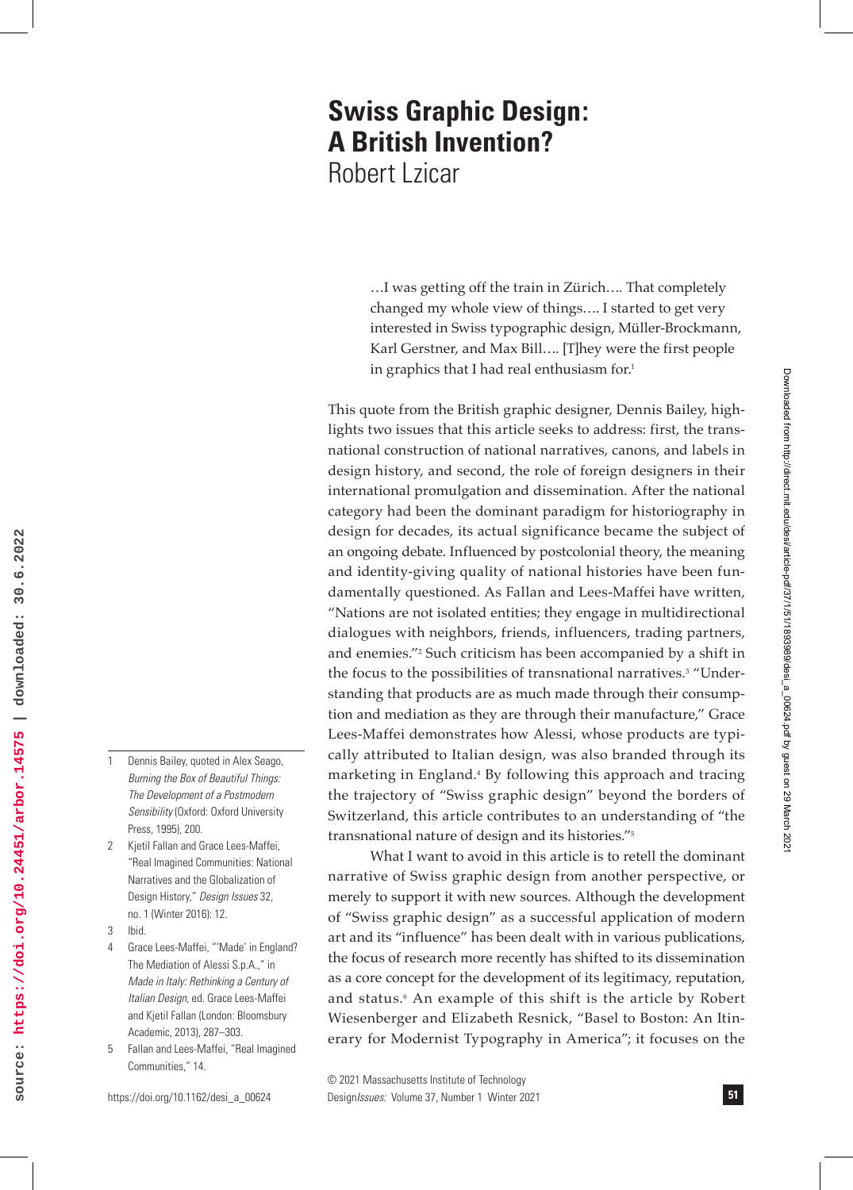# Swiss Graphic Design: A British Invention?

Robert Lzicar

> …I was getting off the train in Zürich…. That completely changed my whole view of things…. I started to get very interested in Swiss typographic design, Müller-Brockmann, Karl Gerstner, and Max Bill…. [T]hey were the first people in graphics that I had real enthusiasm for.[1]

This quote from the British graphic designer, Dennis Bailey, highlights two issues that this article seeks to address: first, the transnational construction of national narratives, canons, and labels in design history, and second, the role of foreign designers in their international promulgation and dissemination. After the national category had been the dominant paradigm for historiography in design for decades, its actual significance became the subject of an ongoing debate. Influenced by postcolonial theory, the meaning and identity-giving quality of national histories have been fundamentally questioned. As Fallan and Lees-Maffei have written, "Nations are not isolated entities; they engage in multidirectional dialogues with neighbors, friends, influencers, trading partners, and enemies."[2] Such criticism has been accompanied by a shift in the focus to the possibilities of transnational narratives.[3] "Understanding that products are as much made through their consumption and mediation as they are through their manufacture," Grace Lees-Maffei demonstrates how Alessi, whose products are typically attributed to Italian design, was also branded through its marketing in England.[4] By following this approach and tracing the trajectory of "Swiss graphic design" beyond the borders of Switzerland, this article contributes to an understanding of "the transnational nature of design and its histories."[5]

What I want to avoid in this article is to retell the dominant narrative of Swiss graphic design from another perspective, or merely to support it with new sources. Although the development of "Swiss graphic design" as a successful application of modern art and its "influence" has been dealt with in various publications, the focus of research more recently has shifted to its dissemination as a core concept for the development of its legitimacy, reputation, and status.[6] An example of this shift is the article by Robert Wiesenberger and Elizabeth Resnick, "Basel to Boston: An Itinerary for Modernist Typography in America"; it focuses on the

---

1. Dennis Bailey, quoted in Alex Seago, *Burning the Box of Beautiful Things: The Development of a Postmodern Sensibility* (Oxford: Oxford University Press, 1995), 200.
2. Kjetil Fallan and Grace Lees-Maffei, "Real Imagined Communities: National Narratives and the Globalization of Design History," *Design Issues* 32, no. 1 (Winter 2016): 12.
3. Ibid.
4. Grace Lees-Maffei, "'Made' in England? The Mediation of Alessi S.p.A.," in *Made in Italy: Rethinking a Century of Italian Design*, ed. Grace Lees-Maffei and Kjetil Fallan (London: Bloomsbury Academic, 2013), 287–303.
5. Fallan and Lees-Maffei, "Real Imagined Communities," 14.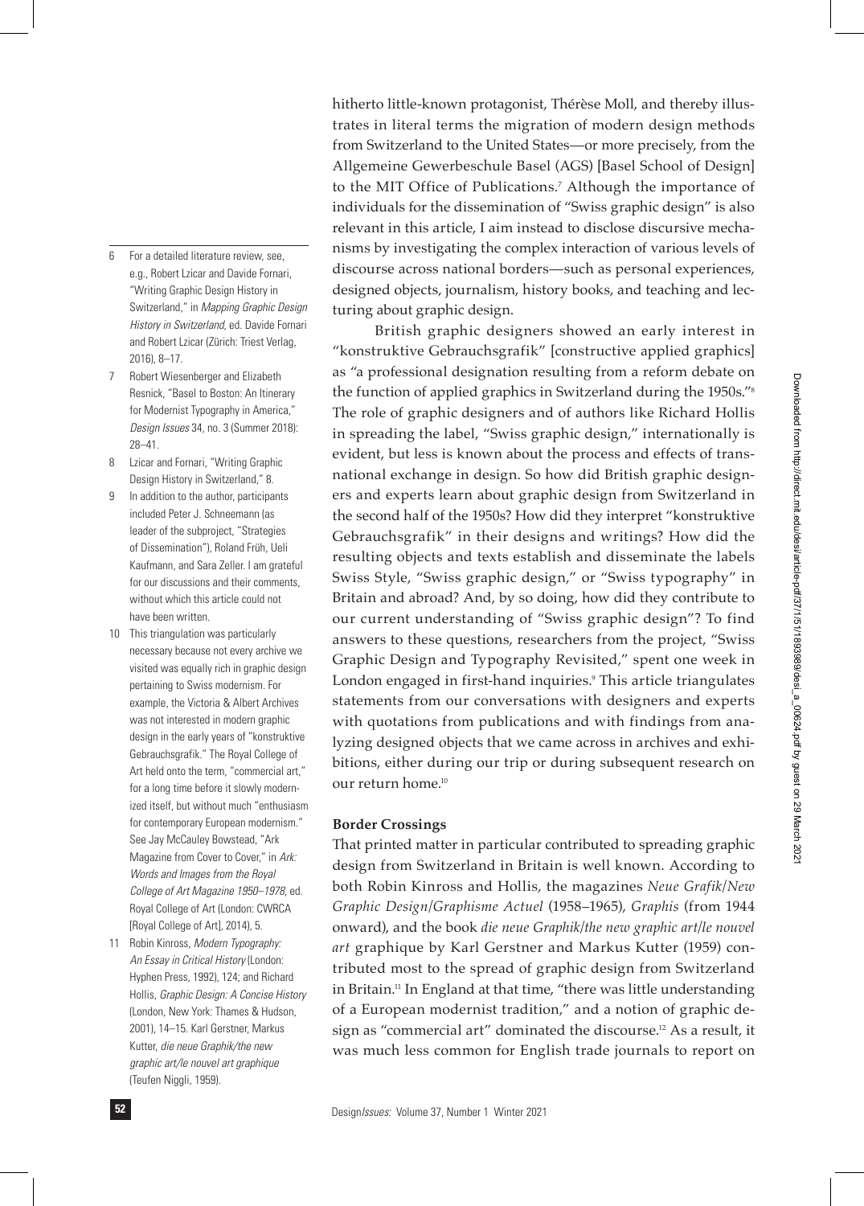hitherto little-known protagonist, Thérèse Moll, and thereby illustrates in literal terms the migration of modern design methods from Switzerland to the United States—or more precisely, from the Allgemeine Gewerbeschule Basel (AGS) [Basel School of Design] to the MIT Office of Publications.[7] Although the importance of individuals for the dissemination of "Swiss graphic design" is also relevant in this article, I aim instead to disclose discursive mechanisms by investigating the complex interaction of various levels of discourse across national borders—such as personal experiences, designed objects, journalism, history books, and teaching and lecturing about graphic design.

British graphic designers showed an early interest in "konstruktive Gebrauchsgrafik" [constructive applied graphics] as "a professional designation resulting from a reform debate on the function of applied graphics in Switzerland during the 1950s."[8] The role of graphic designers and of authors like Richard Hollis in spreading the label, "Swiss graphic design," internationally is evident, but less is known about the process and effects of transnational exchange in design. So how did British graphic designers and experts learn about graphic design from Switzerland in the second half of the 1950s? How did they interpret "konstruktive Gebrauchsgrafik" in their designs and writings? How did the resulting objects and texts establish and disseminate the labels Swiss Style, "Swiss graphic design," or "Swiss typography" in Britain and abroad? And, by so doing, how did they contribute to our current understanding of "Swiss graphic design"? To find answers to these questions, researchers from the project, "Swiss Graphic Design and Typography Revisited," spent one week in London engaged in first-hand inquiries.[9] This article triangulates statements from our conversations with designers and experts with quotations from publications and with findings from analyzing designed objects that we came across in archives and exhibitions, either during our trip or during subsequent research on our return home.[10]

## Border Crossings

That printed matter in particular contributed to spreading graphic design from Switzerland in Britain is well known. According to both Robin Kinross and Hollis, the magazines *Neue Grafik/New Graphic Design/Graphisme Actuel* (1958–1965), *Graphis* (from 1944 onward), and the book *die neue Graphik/the new graphic art/le nouvel art* graphique by Karl Gerstner and Markus Kutter (1959) contributed most to the spread of graphic design from Switzerland in Britain.[11] In England at that time, "there was little understanding of a European modernist tradition," and a notion of graphic design as "commercial art" dominated the discourse.[12] As a result, it was much less common for English trade journals to report on

6 For a detailed literature review, see, e.g., Robert Lzicar and Davide Fornari, "Writing Graphic Design History in Switzerland," in *Mapping Graphic Design History in Switzerland*, ed. Davide Fornari and Robert Lzicar (Zürich: Triest Verlag, 2016), 8–17.

7 Robert Wiesenberger and Elizabeth Resnick, "Basel to Boston: An Itinerary for Modernist Typography in America," *Design Issues* 34, no. 3 (Summer 2018): 28–41.

8 Lzicar and Fornari, "Writing Graphic Design History in Switzerland," 8.

9 In addition to the author, participants included Peter J. Schneemann (as leader of the subproject, "Strategies of Dissemination"), Roland Früh, Ueli Kaufmann, and Sara Zeller. I am grateful for our discussions and their comments, without which this article could not have been written.

10 This triangulation was particularly necessary because not every archive we visited was equally rich in graphic design pertaining to Swiss modernism. For example, the Victoria & Albert Archives was not interested in modern graphic design in the early years of "konstruktive Gebrauchsgrafik." The Royal College of Art held onto the term, "commercial art," for a long time before it slowly modernized itself, but without much "enthusiasm for contemporary European modernism." See Jay McCauley Bowstead, "Ark Magazine from Cover to Cover," in *Ark: Words and Images from the Royal College of Art Magazine 1950–1978*, ed. Royal College of Art (London: CWRCA [Royal College of Art], 2014), 5.

11 Robin Kinross, *Modern Typography: An Essay in Critical History* (London: Hyphen Press, 1992), 124; and Richard Hollis, *Graphic Design: A Concise History* (London, New York: Thames & Hudson, 2001), 14–15. Karl Gerstner, Markus Kutter, *die neue Graphik/the new graphic art/le nouvel art graphique* (Teufen Niggli, 1959).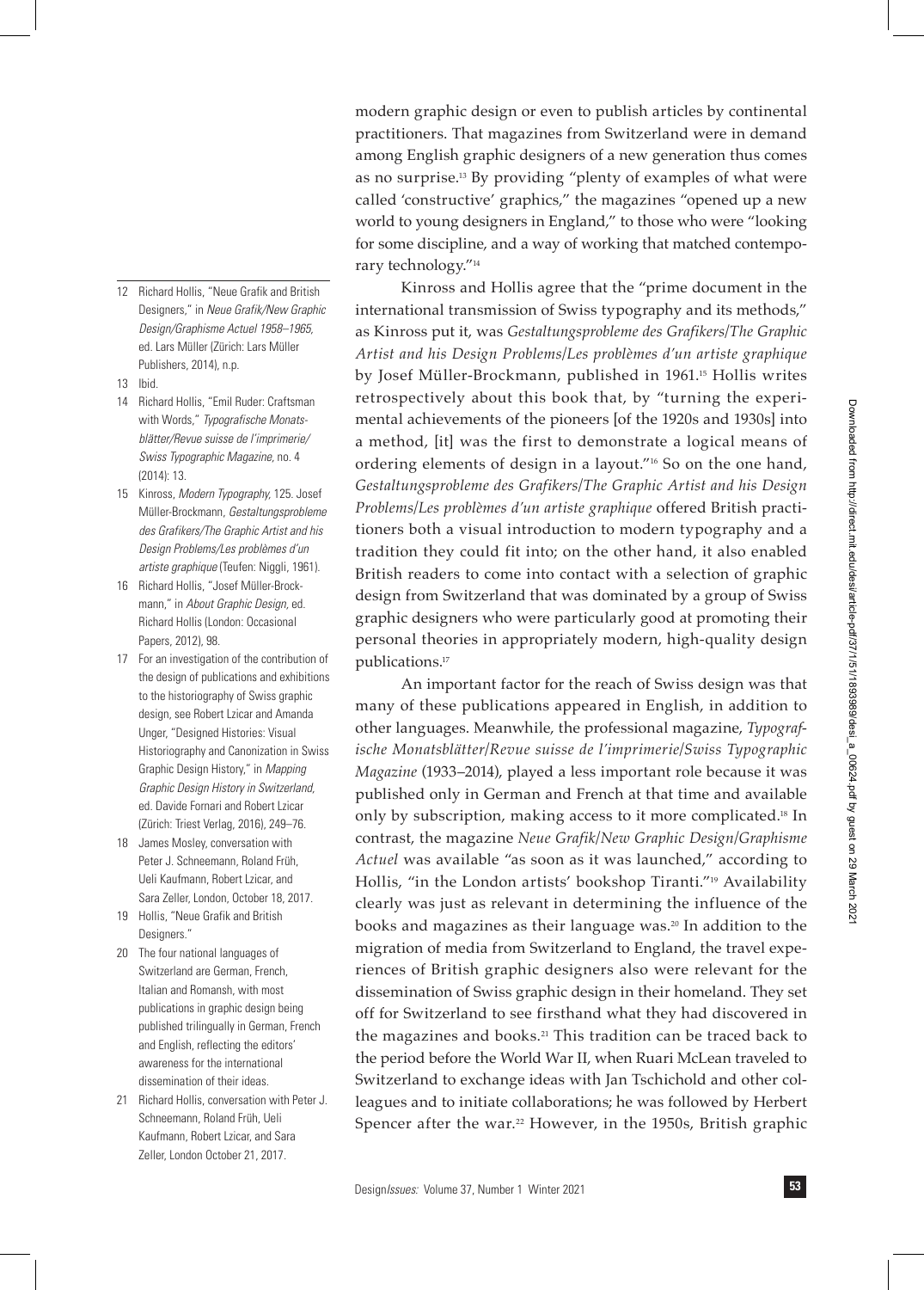modern graphic design or even to publish articles by continental practitioners. That magazines from Switzerland were in demand among English graphic designers of a new generation thus comes as no surprise.[13] By providing "plenty of examples of what were called 'constructive' graphics," the magazines "opened up a new world to young designers in England," to those who were "looking for some discipline, and a way of working that matched contemporary technology."[14]

Kinross and Hollis agree that the "prime document in the international transmission of Swiss typography and its methods," as Kinross put it, was *Gestaltungsprobleme des Grafikers/The Graphic Artist and his Design Problems/Les problèmes d'un artiste graphique* by Josef Müller-Brockmann, published in 1961.[15] Hollis writes retrospectively about this book that, by "turning the experimental achievements of the pioneers [of the 1920s and 1930s] into a method, [it] was the first to demonstrate a logical means of ordering elements of design in a layout."[16] So on the one hand, *Gestaltungsprobleme des Grafikers/The Graphic Artist and his Design Problems/Les problèmes d'un artiste graphique* offered British practitioners both a visual introduction to modern typography and a tradition they could fit into; on the other hand, it also enabled British readers to come into contact with a selection of graphic design from Switzerland that was dominated by a group of Swiss graphic designers who were particularly good at promoting their personal theories in appropriately modern, high-quality design publications.[17]

An important factor for the reach of Swiss design was that many of these publications appeared in English, in addition to other languages. Meanwhile, the professional magazine, *Typografische Monatsblätter/Revue suisse de l'imprimerie/Swiss Typographic Magazine* (1933–2014), played a less important role because it was published only in German and French at that time and available only by subscription, making access to it more complicated.[18] In contrast, the magazine *Neue Grafik/New Graphic Design/Graphisme Actuel* was available "as soon as it was launched," according to Hollis, "in the London artists' bookshop Tiranti."[19] Availability clearly was just as relevant in determining the influence of the books and magazines as their language was.[20] In addition to the migration of media from Switzerland to England, the travel experiences of British graphic designers also were relevant for the dissemination of Swiss graphic design in their homeland. They set off for Switzerland to see firsthand what they had discovered in the magazines and books.[21] This tradition can be traced back to the period before the World War II, when Ruari McLean traveled to Switzerland to exchange ideas with Jan Tschichold and other colleagues and to initiate collaborations; he was followed by Herbert Spencer after the war.[22] However, in the 1950s, British graphic

---

12 Richard Hollis, "Neue Grafik and British Designers," in *Neue Grafik/New Graphic Design/Graphisme Actuel 1958–1965*, ed. Lars Müller (Zürich: Lars Müller Publishers, 2014), n.p.

13 Ibid.

14 Richard Hollis, "Emil Ruder: Craftsman with Words," *Typografische Monatsblätter/Revue suisse de l'imprimerie/Swiss Typographic Magazine*, no. 4 (2014): 13.

15 Kinross, *Modern Typography*, 125. Josef Müller-Brockmann, *Gestaltungsprobleme des Grafikers/The Graphic Artist and his Design Problems/Les problèmes d'un artiste graphique* (Teufen: Niggli, 1961).

16 Richard Hollis, "Josef Müller-Brockmann," in *About Graphic Design*, ed. Richard Hollis (London: Occasional Papers, 2012), 98.

17 For an investigation of the contribution of the design of publications and exhibitions to the historiography of Swiss graphic design, see Robert Lzicar and Amanda Unger, "Designed Histories: Visual Historiography and Canonization in Swiss Graphic Design History," in *Mapping Graphic Design History in Switzerland*, ed. Davide Fornari and Robert Lzicar (Zürich: Triest Verlag, 2016), 249–76.

18 James Mosley, conversation with Peter J. Schneemann, Roland Früh, Ueli Kaufmann, Robert Lzicar, and Sara Zeller, London, October 18, 2017.

19 Hollis, "Neue Grafik and British Designers."

20 The four national languages of Switzerland are German, French, Italian and Romansh, with most publications in graphic design being published trilingually in German, French and English, reflecting the editors' awareness for the international dissemination of their ideas.

21 Richard Hollis, conversation with Peter J. Schneemann, Roland Früh, Ueli Kaufmann, Robert Lzicar, and Sara Zeller, London October 21, 2017.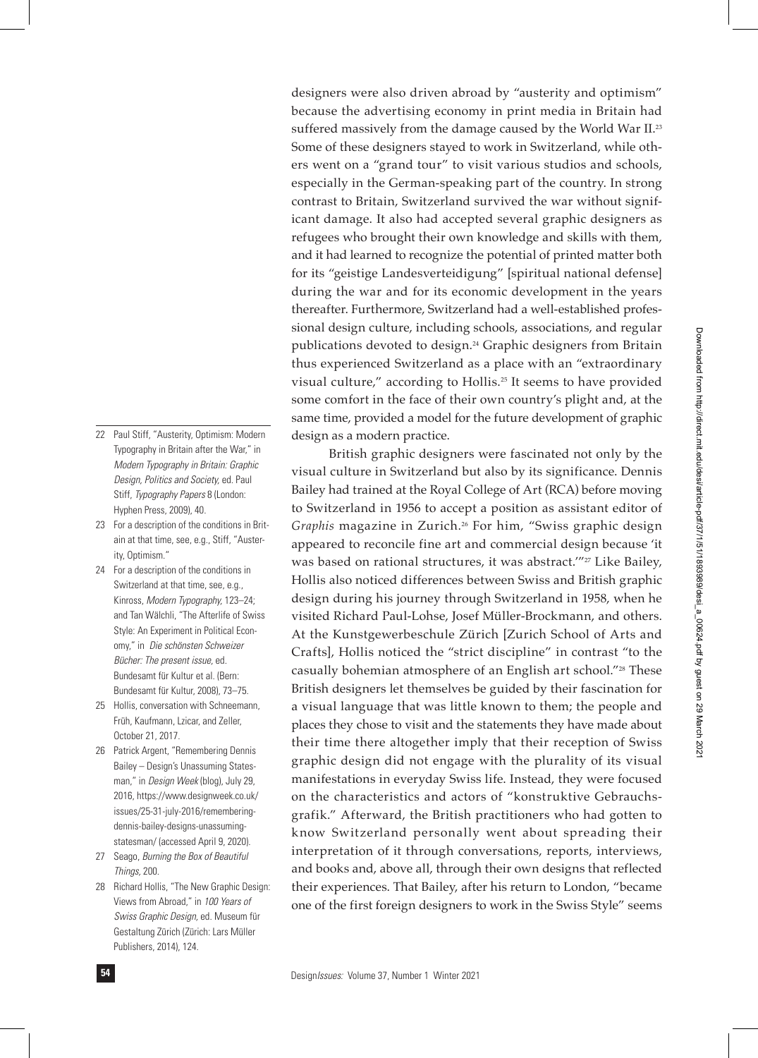designers were also driven abroad by "austerity and optimism" because the advertising economy in print media in Britain had suffered massively from the damage caused by the World War II.[23] Some of these designers stayed to work in Switzerland, while others went on a "grand tour" to visit various studios and schools, especially in the German-speaking part of the country. In strong contrast to Britain, Switzerland survived the war without significant damage. It also had accepted several graphic designers as refugees who brought their own knowledge and skills with them, and it had learned to recognize the potential of printed matter both for its "geistige Landesverteidigung" [spiritual national defense] during the war and for its economic development in the years thereafter. Furthermore, Switzerland had a well-established professional design culture, including schools, associations, and regular publications devoted to design.[24] Graphic designers from Britain thus experienced Switzerland as a place with an "extraordinary visual culture," according to Hollis.[25] It seems to have provided some comfort in the face of their own country's plight and, at the same time, provided a model for the future development of graphic design as a modern practice.

British graphic designers were fascinated not only by the visual culture in Switzerland but also by its significance. Dennis Bailey had trained at the Royal College of Art (RCA) before moving to Switzerland in 1956 to accept a position as assistant editor of *Graphis* magazine in Zurich.[26] For him, "Swiss graphic design appeared to reconcile fine art and commercial design because 'it was based on rational structures, it was abstract.'"[27] Like Bailey, Hollis also noticed differences between Swiss and British graphic design during his journey through Switzerland in 1958, when he visited Richard Paul-Lohse, Josef Müller-Brockmann, and others. At the Kunstgewerbeschule Zürich [Zurich School of Arts and Crafts], Hollis noticed the "strict discipline" in contrast "to the casually bohemian atmosphere of an English art school."[28] These British designers let themselves be guided by their fascination for a visual language that was little known to them; the people and places they chose to visit and the statements they have made about their time there altogether imply that their reception of Swiss graphic design did not engage with the plurality of its visual manifestations in everyday Swiss life. Instead, they were focused on the characteristics and actors of "konstruktive Gebrauchsgrafik." Afterward, the British practitioners who had gotten to know Switzerland personally went about spreading their interpretation of it through conversations, reports, interviews, and books and, above all, through their own designs that reflected their experiences. That Bailey, after his return to London, "became one of the first foreign designers to work in the Swiss Style" seems

---

22 Paul Stiff, "Austerity, Optimism: Modern Typography in Britain after the War," in *Modern Typography in Britain: Graphic Design, Politics and Society*, ed. Paul Stiff, *Typography Papers* 8 (London: Hyphen Press, 2009), 40.

23 For a description of the conditions in Britain at that time, see, e.g., Stiff, "Austerity, Optimism."

24 For a description of the conditions in Switzerland at that time, see, e.g., Kinross, *Modern Typography*, 123–24; and Tan Wälchli, "The Afterlife of Swiss Style: An Experiment in Political Economy," in *Die schönsten Schweizer Bücher: The present issue*, ed. Bundesamt für Kultur et al. (Bern: Bundesamt für Kultur, 2008), 73–75.

25 Hollis, conversation with Schneemann, Früh, Kaufmann, Lzicar, and Zeller, October 21, 2017.

26 Patrick Argent, "Remembering Dennis Bailey – Design's Unassuming Statesman," in *Design Week* (blog), July 29, 2016, https://www.designweek.co.uk/issues/25-31-july-2016/remembering-dennis-bailey-designs-unassuming-statesman/ (accessed April 9, 2020).

27 Seago, *Burning the Box of Beautiful Things*, 200.

28 Richard Hollis, "The New Graphic Design: Views from Abroad," in *100 Years of Swiss Graphic Design*, ed. Museum für Gestaltung Zürich (Zürich: Lars Müller Publishers, 2014), 124.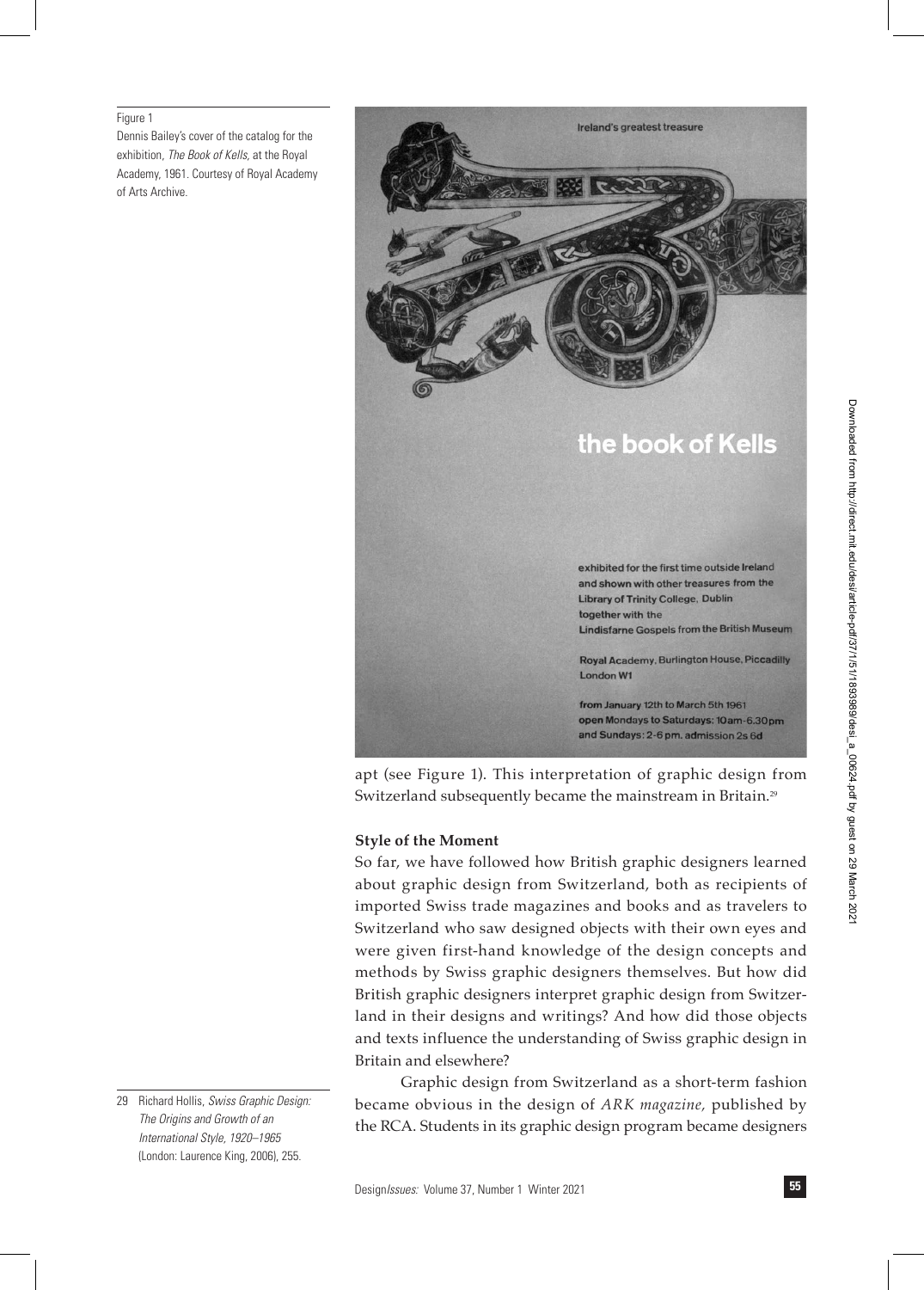Figure 1
Dennis Bailey's cover of the catalog for the exhibition, *The Book of Kells,* at the Royal Academy, 1961. Courtesy of Royal Academy of Arts Archive.

apt (see Figure 1). This interpretation of graphic design from Switzerland subsequently became the mainstream in Britain.[29]

**Style of the Moment**

So far, we have followed how British graphic designers learned about graphic design from Switzerland, both as recipients of imported Swiss trade magazines and books and as travelers to Switzerland who saw designed objects with their own eyes and were given first-hand knowledge of the design concepts and methods by Swiss graphic designers themselves. But how did British graphic designers interpret graphic design from Switzerland in their designs and writings? And how did those objects and texts influence the understanding of Swiss graphic design in Britain and elsewhere?

Graphic design from Switzerland as a short-term fashion became obvious in the design of *ARK magazine,* published by the RCA. Students in its graphic design program became designers

29 Richard Hollis, *Swiss Graphic Design: The Origins and Growth of an International Style, 1920–1965* (London: Laurence King, 2006), 255.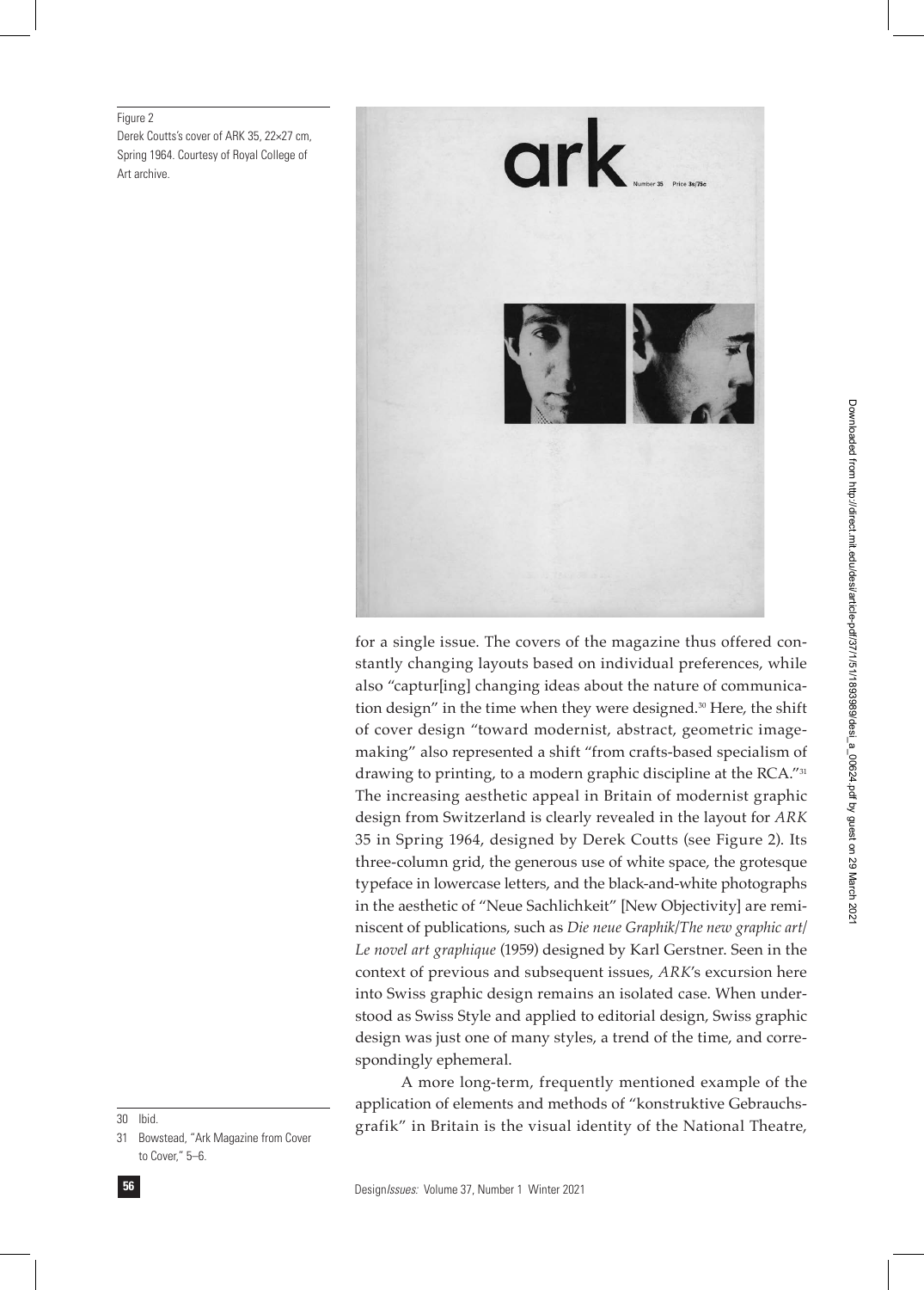Figure 2
Derek Coutts's cover of ARK 35, 22×27 cm, Spring 1964. Courtesy of Royal College of Art archive.

for a single issue. The covers of the magazine thus offered constantly changing layouts based on individual preferences, while also "captur[ing] changing ideas about the nature of communication design" in the time when they were designed.[30] Here, the shift of cover design "toward modernist, abstract, geometric image-making" also represented a shift "from crafts-based specialism of drawing to printing, to a modern graphic discipline at the RCA."[31] The increasing aesthetic appeal in Britain of modernist graphic design from Switzerland is clearly revealed in the layout for *ARK* 35 in Spring 1964, designed by Derek Coutts (see Figure 2). Its three-column grid, the generous use of white space, the grotesque typeface in lowercase letters, and the black-and-white photographs in the aesthetic of "Neue Sachlichkeit" [New Objectivity] are reminiscent of publications, such as *Die neue Graphik/The new graphic art/Le novel art graphique* (1959) designed by Karl Gerstner. Seen in the context of previous and subsequent issues, *ARK*'s excursion here into Swiss graphic design remains an isolated case. When understood as Swiss Style and applied to editorial design, Swiss graphic design was just one of many styles, a trend of the time, and correspondingly ephemeral.

A more long-term, frequently mentioned example of the application of elements and methods of "konstruktive Gebrauchsgrafik" in Britain is the visual identity of the National Theatre,

30 Ibid.

31 Bowstead, "Ark Magazine from Cover to Cover," 5–6.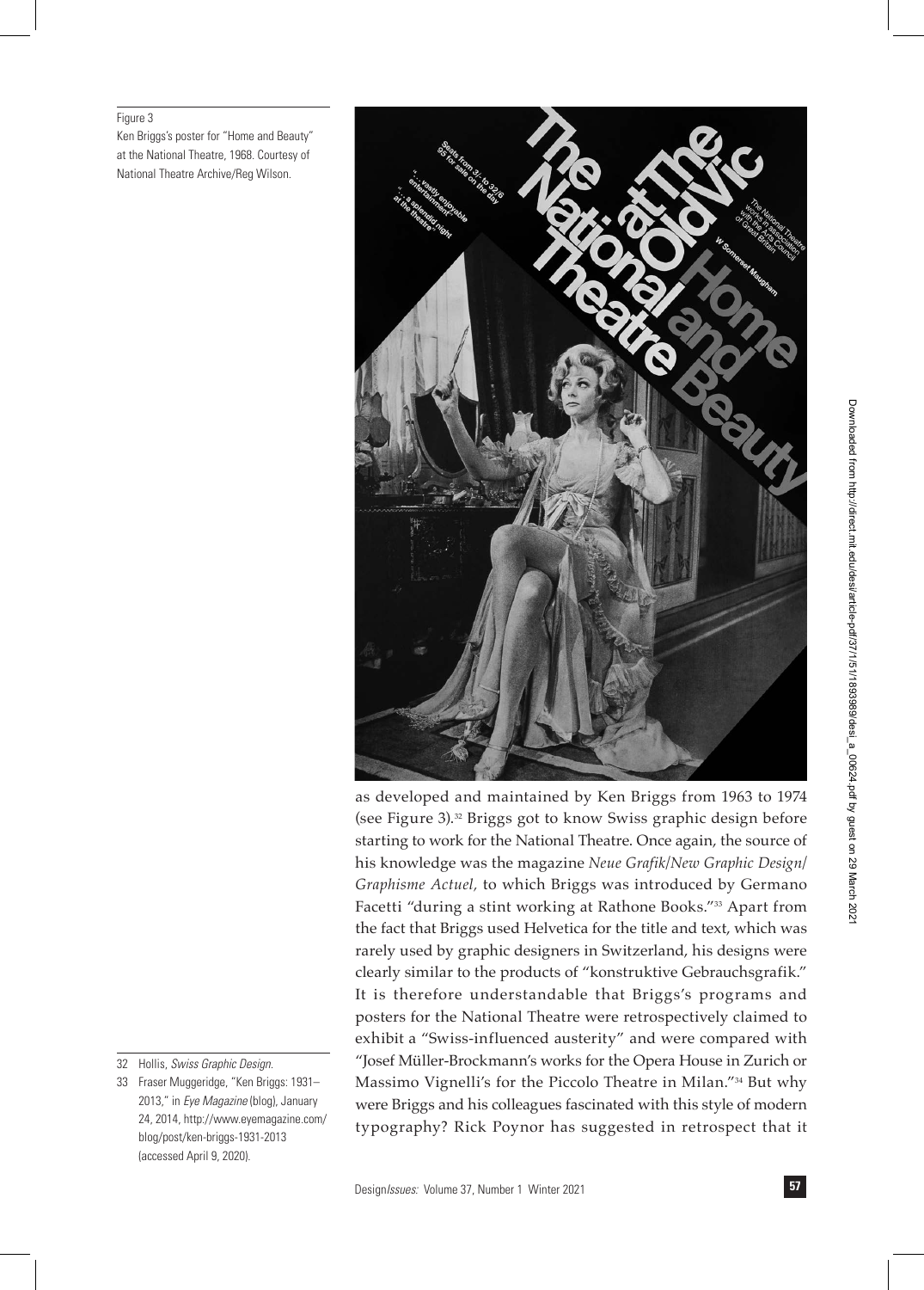Figure 3
Ken Briggs's poster for "Home and Beauty" at the National Theatre, 1968. Courtesy of National Theatre Archive/Reg Wilson.

as developed and maintained by Ken Briggs from 1963 to 1974 (see Figure 3).[32] Briggs got to know Swiss graphic design before starting to work for the National Theatre. Once again, the source of his knowledge was the magazine *Neue Grafik/New Graphic Design/Graphisme Actuel*, to which Briggs was introduced by Germano Facetti "during a stint working at Rathone Books."[33] Apart from the fact that Briggs used Helvetica for the title and text, which was rarely used by graphic designers in Switzerland, his designs were clearly similar to the products of "konstruktive Gebrauchsgrafik." It is therefore understandable that Briggs's programs and posters for the National Theatre were retrospectively claimed to exhibit a "Swiss-influenced austerity" and were compared with "Josef Müller-Brockmann's works for the Opera House in Zurich or Massimo Vignelli's for the Piccolo Theatre in Milan."[34] But why were Briggs and his colleagues fascinated with this style of modern typography? Rick Poynor has suggested in retrospect that it

32 Hollis, *Swiss Graphic Design*.

33 Fraser Muggeridge, "Ken Briggs: 1931–2013," in *Eye Magazine* (blog), January 24, 2014, http://www.eyemagazine.com/blog/post/ken-briggs-1931-2013 (accessed April 9, 2020).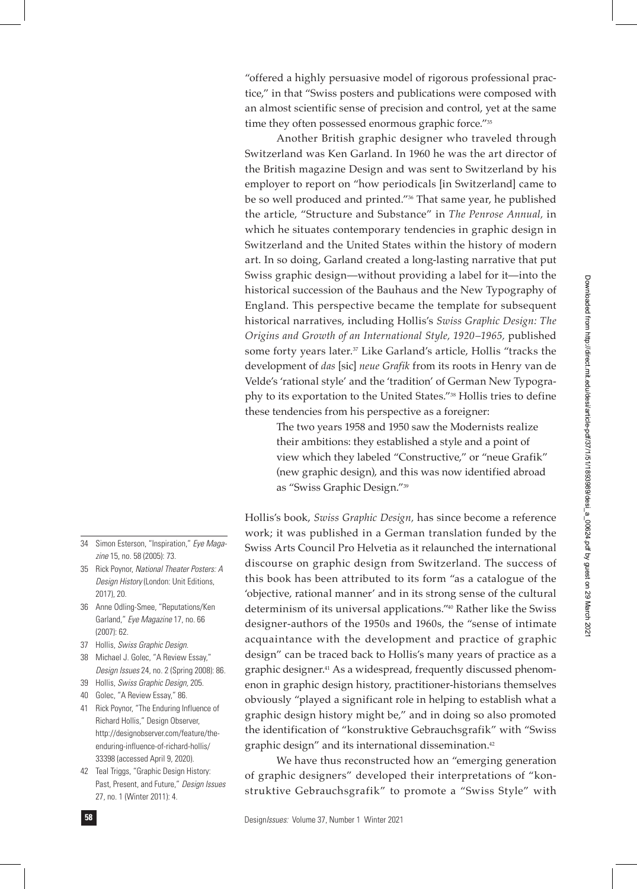"offered a highly persuasive model of rigorous professional practice," in that "Swiss posters and publications were composed with an almost scientific sense of precision and control, yet at the same time they often possessed enormous graphic force."[35]

Another British graphic designer who traveled through Switzerland was Ken Garland. In 1960 he was the art director of the British magazine Design and was sent to Switzerland by his employer to report on "how periodicals [in Switzerland] came to be so well produced and printed."[36] That same year, he published the article, "Structure and Substance" in *The Penrose Annual,* in which he situates contemporary tendencies in graphic design in Switzerland and the United States within the history of modern art. In so doing, Garland created a long-lasting narrative that put Swiss graphic design—without providing a label for it—into the historical succession of the Bauhaus and the New Typography of England. This perspective became the template for subsequent historical narratives, including Hollis's *Swiss Graphic Design: The Origins and Growth of an International Style, 1920–1965,* published some forty years later.[37] Like Garland's article, Hollis "tracks the development of *das* [sic] *neue Grafik* from its roots in Henry van de Velde's 'rational style' and the 'tradition' of German New Typography to its exportation to the United States."[38] Hollis tries to define these tendencies from his perspective as a foreigner:

> The two years 1958 and 1950 saw the Modernists realize their ambitions: they established a style and a point of view which they labeled "Constructive," or "neue Grafik" (new graphic design), and this was now identified abroad as "Swiss Graphic Design."[39]

Hollis's book, *Swiss Graphic Design,* has since become a reference work; it was published in a German translation funded by the Swiss Arts Council Pro Helvetia as it relaunched the international discourse on graphic design from Switzerland. The success of this book has been attributed to its form "as a catalogue of the 'objective, rational manner' and in its strong sense of the cultural determinism of its universal applications."[40] Rather like the Swiss designer-authors of the 1950s and 1960s, the "sense of intimate acquaintance with the development and practice of graphic design" can be traced back to Hollis's many years of practice as a graphic designer.[41] As a widespread, frequently discussed phenomenon in graphic design history, practitioner-historians themselves obviously "played a significant role in helping to establish what a graphic design history might be," and in doing so also promoted the identification of "konstruktive Gebrauchsgrafik" with "Swiss graphic design" and its international dissemination.[42]

We have thus reconstructed how an "emerging generation of graphic designers" developed their interpretations of "konstruktive Gebrauchsgrafik" to promote a "Swiss Style" with

---

34 Simon Esterson, "Inspiration," *Eye Magazine* 15, no. 58 (2005): 73.

35 Rick Poynor, *National Theater Posters: A Design History* (London: Unit Editions, 2017), 20.

36 Anne Odling-Smee, "Reputations/Ken Garland," *Eye Magazine* 17, no. 66 (2007): 62.

37 Hollis, *Swiss Graphic Design.*

38 Michael J. Golec, "A Review Essay," *Design Issues* 24, no. 2 (Spring 2008): 86.

39 Hollis, *Swiss Graphic Design,* 205.

40 Golec, "A Review Essay," 86.

41 Rick Poynor, "The Enduring Influence of Richard Hollis," Design Observer, http://designobserver.com/feature/the-enduring-influence-of-richard-hollis/33398 (accessed April 9, 2020).

42 Teal Triggs, "Graphic Design History: Past, Present, and Future," *Design Issues* 27, no. 1 (Winter 2011): 4.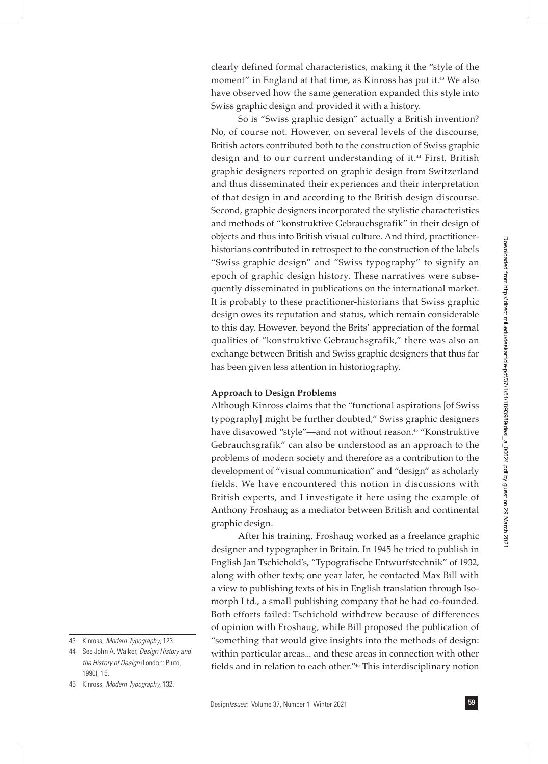clearly defined formal characteristics, making it the "style of the moment" in England at that time, as Kinross has put it.[43] We also have observed how the same generation expanded this style into Swiss graphic design and provided it with a history.

So is "Swiss graphic design" actually a British invention? No, of course not. However, on several levels of the discourse, British actors contributed both to the construction of Swiss graphic design and to our current understanding of it.[44] First, British graphic designers reported on graphic design from Switzerland and thus disseminated their experiences and their interpretation of that design in and according to the British design discourse. Second, graphic designers incorporated the stylistic characteristics and methods of "konstruktive Gebrauchsgrafik" in their design of objects and thus into British visual culture. And third, practitioner-historians contributed in retrospect to the construction of the labels "Swiss graphic design" and "Swiss typography" to signify an epoch of graphic design history. These narratives were subsequently disseminated in publications on the international market. It is probably to these practitioner-historians that Swiss graphic design owes its reputation and status, which remain considerable to this day. However, beyond the Brits' appreciation of the formal qualities of "konstruktive Gebrauchsgrafik," there was also an exchange between British and Swiss graphic designers that thus far has been given less attention in historiography.

### Approach to Design Problems

Although Kinross claims that the "functional aspirations [of Swiss typography] might be further doubted," Swiss graphic designers have disavowed "style"—and not without reason.[45] "Konstruktive Gebrauchsgrafik" can also be understood as an approach to the problems of modern society and therefore as a contribution to the development of "visual communication" and "design" as scholarly fields. We have encountered this notion in discussions with British experts, and I investigate it here using the example of Anthony Froshaug as a mediator between British and continental graphic design.

After his training, Froshaug worked as a freelance graphic designer and typographer in Britain. In 1945 he tried to publish in English Jan Tschichold's, "Typografische Entwurfstechnik" of 1932, along with other texts; one year later, he contacted Max Bill with a view to publishing texts of his in English translation through Isomorph Ltd., a small publishing company that he had co-founded. Both efforts failed: Tschichold withdrew because of differences of opinion with Froshaug, while Bill proposed the publication of "something that would give insights into the methods of design: within particular areas... and these areas in connection with other fields and in relation to each other."[46] This interdisciplinary notion

43 Kinross, *Modern Typography*, 123.

44 See John A. Walker, *Design History and the History of Design* (London: Pluto, 1990), 15.

45 Kinross, *Modern Typography*, 132.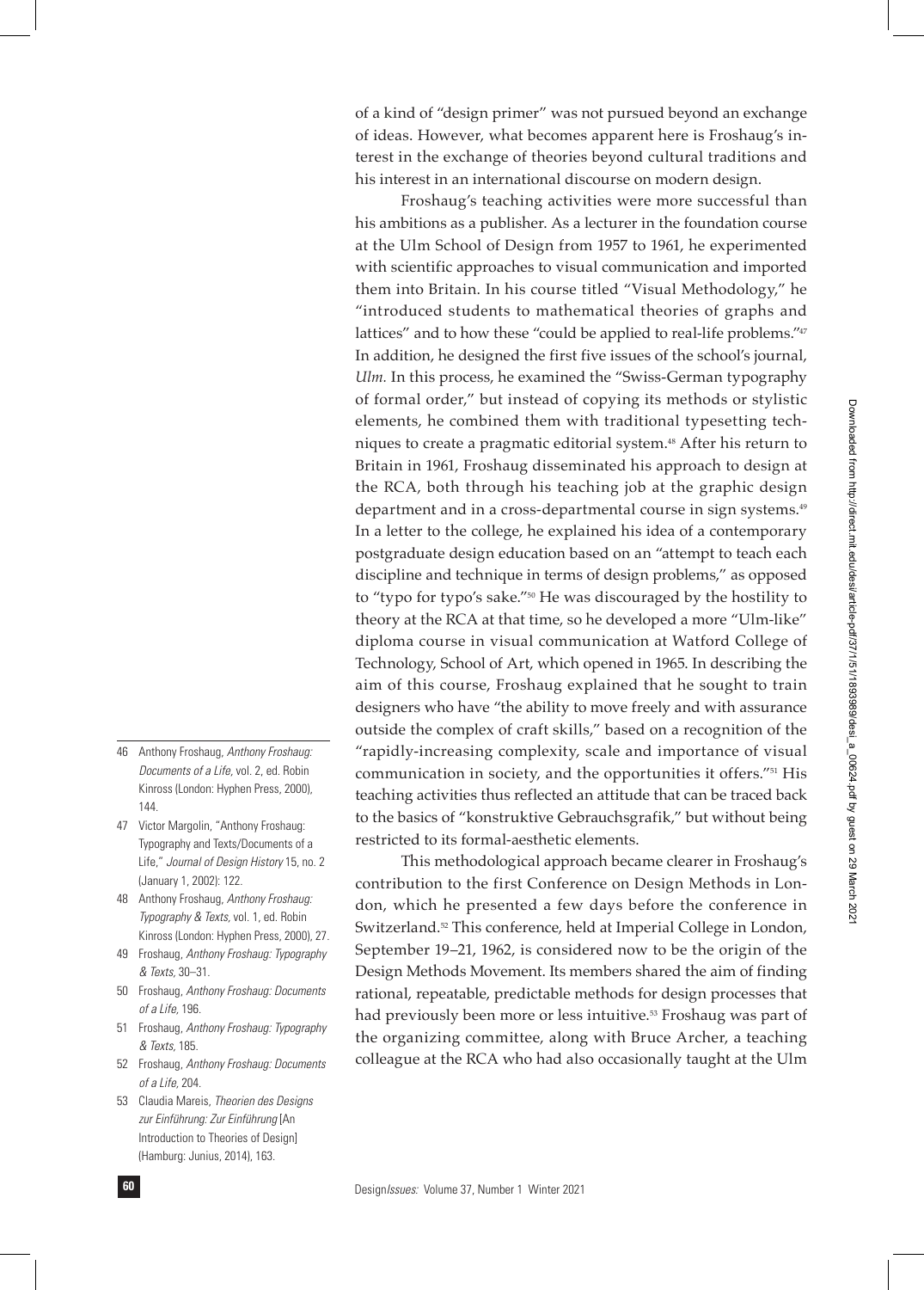of a kind of "design primer" was not pursued beyond an exchange of ideas. However, what becomes apparent here is Froshaug's interest in the exchange of theories beyond cultural traditions and his interest in an international discourse on modern design.

Froshaug's teaching activities were more successful than his ambitions as a publisher. As a lecturer in the foundation course at the Ulm School of Design from 1957 to 1961, he experimented with scientific approaches to visual communication and imported them into Britain. In his course titled "Visual Methodology," he "introduced students to mathematical theories of graphs and lattices" and to how these "could be applied to real-life problems."[47] In addition, he designed the first five issues of the school's journal, *Ulm*. In this process, he examined the "Swiss-German typography of formal order," but instead of copying its methods or stylistic elements, he combined them with traditional typesetting techniques to create a pragmatic editorial system.[48] After his return to Britain in 1961, Froshaug disseminated his approach to design at the RCA, both through his teaching job at the graphic design department and in a cross-departmental course in sign systems.[49] In a letter to the college, he explained his idea of a contemporary postgraduate design education based on an "attempt to teach each discipline and technique in terms of design problems," as opposed to "typo for typo's sake."[50] He was discouraged by the hostility to theory at the RCA at that time, so he developed a more "Ulm-like" diploma course in visual communication at Watford College of Technology, School of Art, which opened in 1965. In describing the aim of this course, Froshaug explained that he sought to train designers who have "the ability to move freely and with assurance outside the complex of craft skills," based on a recognition of the "rapidly-increasing complexity, scale and importance of visual communication in society, and the opportunities it offers."[51] His teaching activities thus reflected an attitude that can be traced back to the basics of "konstruktive Gebrauchsgrafik," but without being restricted to its formal-aesthetic elements.

This methodological approach became clearer in Froshaug's contribution to the first Conference on Design Methods in London, which he presented a few days before the conference in Switzerland.[52] This conference, held at Imperial College in London, September 19–21, 1962, is considered now to be the origin of the Design Methods Movement. Its members shared the aim of finding rational, repeatable, predictable methods for design processes that had previously been more or less intuitive.[53] Froshaug was part of the organizing committee, along with Bruce Archer, a teaching colleague at the RCA who had also occasionally taught at the Ulm

46 Anthony Froshaug, *Anthony Froshaug: Documents of a Life*, vol. 2, ed. Robin Kinross (London: Hyphen Press, 2000), 144.

47 Victor Margolin, "Anthony Froshaug: Typography and Texts/Documents of a Life," *Journal of Design History* 15, no. 2 (January 1, 2002): 122.

48 Anthony Froshaug, *Anthony Froshaug: Typography & Texts*, vol. 1, ed. Robin Kinross (London: Hyphen Press, 2000), 27.

49 Froshaug, *Anthony Froshaug: Typography & Texts*, 30–31.

50 Froshaug, *Anthony Froshaug: Documents of a Life*, 196.

51 Froshaug, *Anthony Froshaug: Typography & Texts*, 185.

52 Froshaug, *Anthony Froshaug: Documents of a Life*, 204.

53 Claudia Mareis, *Theorien des Designs zur Einführung: Zur Einführung* [An Introduction to Theories of Design] (Hamburg: Junius, 2014), 163.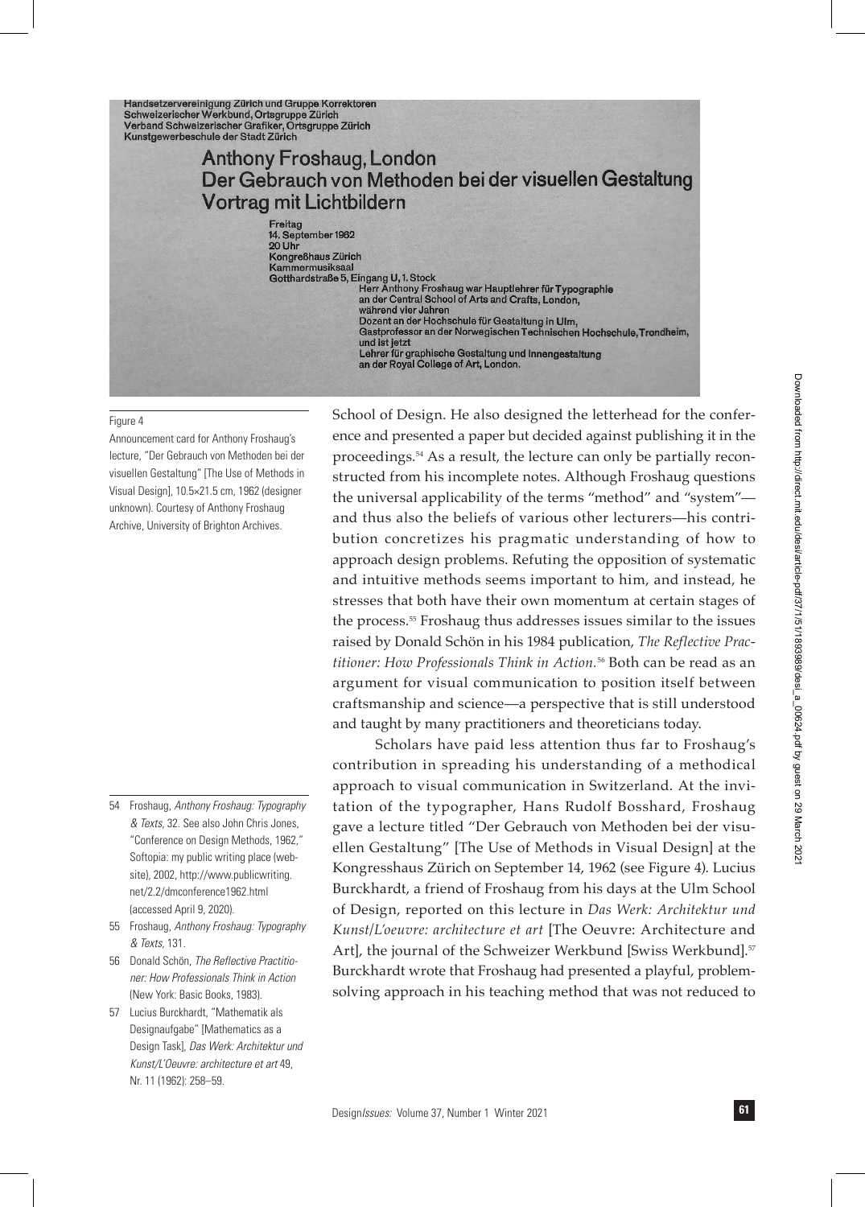Handsetzervereinigung Zürich und Gruppe Korrektoren
Schweizerischer Werkbund, Ortsgruppe Zürich
Verband Schweizerischer Grafiker, Ortsgruppe Zürich
Kunstgewerbeschule der Stadt Zürich

Anthony Froshaug, London
Der Gebrauch von Methoden bei der visuellen Gestaltung
Vortrag mit Lichtbildern

Freitag
14. September 1962
20 Uhr
Kongreßhaus Zürich
Kammermusiksaal
Gotthardstraße 5, Eingang U, 1. Stock

Herr Anthony Froshaug war Hauptlehrer für Typographie an der Central School of Arts and Crafts, London, während vier Jahren
Dozent an der Hochschule für Gestaltung in Ulm,
Gastprofessor an der Norwegischen Technischen Hochschule, Trondheim,
und ist jetzt
Lehrer für graphische Gestaltung und Innengestaltung an der Royal College of Art, London.

Figure 4

Announcement card for Anthony Froshaug's lecture, "Der Gebrauch von Methoden bei der visuellen Gestaltung" [The Use of Methods in Visual Design], 10.5×21.5 cm, 1962 (designer unknown). Courtesy of Anthony Froshaug Archive, University of Brighton Archives.

School of Design. He also designed the letterhead for the conference and presented a paper but decided against publishing it in the proceedings.[54] As a result, the lecture can only be partially reconstructed from his incomplete notes. Although Froshaug questions the universal applicability of the terms "method" and "system"—and thus also the beliefs of various other lecturers—his contribution concretizes his pragmatic understanding of how to approach design problems. Refuting the opposition of systematic and intuitive methods seems important to him, and instead, he stresses that both have their own momentum at certain stages of the process.[55] Froshaug thus addresses issues similar to the issues raised by Donald Schön in his 1984 publication, *The Reflective Practitioner: How Professionals Think in Action*.[56] Both can be read as an argument for visual communication to position itself between craftsmanship and science—a perspective that is still understood and taught by many practitioners and theoreticians today.

Scholars have paid less attention thus far to Froshaug's contribution in spreading his understanding of a methodical approach to visual communication in Switzerland. At the invitation of the typographer, Hans Rudolf Bosshard, Froshaug gave a lecture titled "Der Gebrauch von Methoden bei der visuellen Gestaltung" [The Use of Methods in Visual Design] at the Kongresshaus Zürich on September 14, 1962 (see Figure 4). Lucius Burckhardt, a friend of Froshaug from his days at the Ulm School of Design, reported on this lecture in *Das Werk: Architektur und Kunst/L'oeuvre: architecture et art* [The Oeuvre: Architecture and Art], the journal of the Schweizer Werkbund [Swiss Werkbund].[57] Burckhardt wrote that Froshaug had presented a playful, problem-solving approach in his teaching method that was not reduced to

54 Froshaug, *Anthony Froshaug: Typography & Texts*, 32. See also John Chris Jones, "Conference on Design Methods, 1962," Softopia: my public writing place (website), 2002, http://www.publicwriting.net/2.2/dmconference1962.html (accessed April 9, 2020).

55 Froshaug, *Anthony Froshaug: Typography & Texts*, 131.

56 Donald Schön, *The Reflective Practitioner: How Professionals Think in Action* (New York: Basic Books, 1983).

57 Lucius Burckhardt, "Mathematik als Designaufgabe" [Mathematics as a Design Task], *Das Werk: Architektur und Kunst/L'Oeuvre: architecture et art* 49, Nr. 11 (1962): 258–59.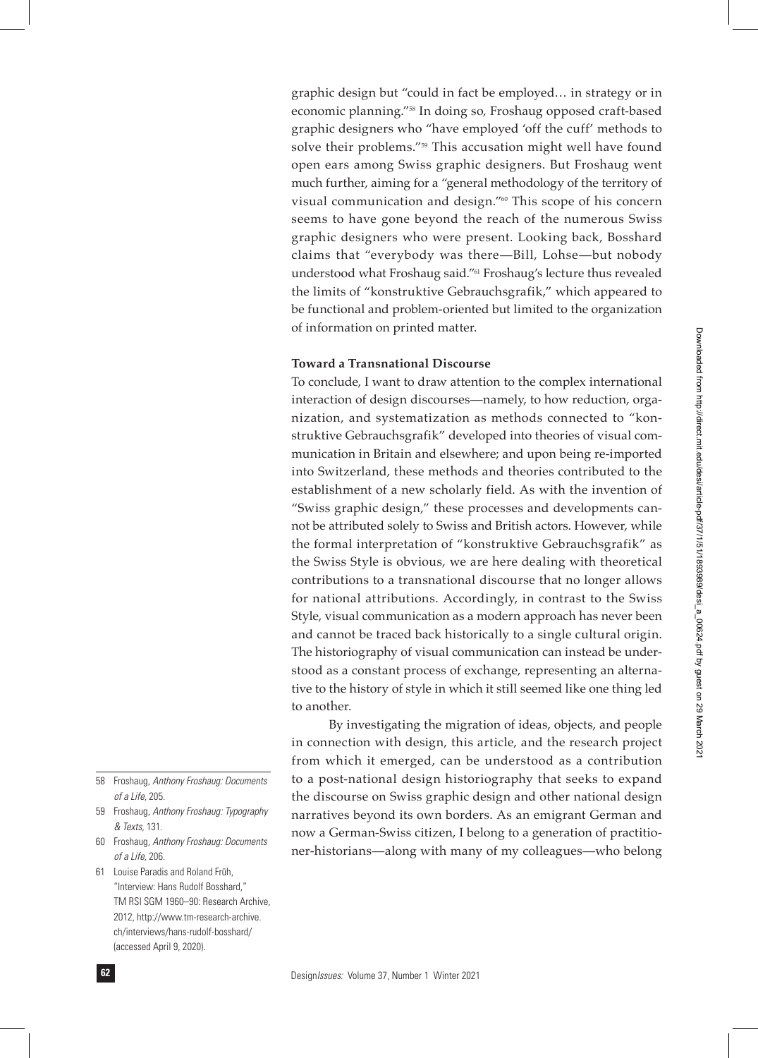graphic design but "could in fact be employed… in strategy or in economic planning."[58] In doing so, Froshaug opposed craft-based graphic designers who "have employed 'off the cuff' methods to solve their problems."[59] This accusation might well have found open ears among Swiss graphic designers. But Froshaug went much further, aiming for a "general methodology of the territory of visual communication and design."[60] This scope of his concern seems to have gone beyond the reach of the numerous Swiss graphic designers who were present. Looking back, Bosshard claims that "everybody was there—Bill, Lohse—but nobody understood what Froshaug said."[61] Froshaug's lecture thus revealed the limits of "konstruktive Gebrauchsgrafik," which appeared to be functional and problem-oriented but limited to the organization of information on printed matter.

**Toward a Transnational Discourse**

To conclude, I want to draw attention to the complex international interaction of design discourses—namely, to how reduction, organization, and systematization as methods connected to "konstruktive Gebrauchsgrafik" developed into theories of visual communication in Britain and elsewhere; and upon being re-imported into Switzerland, these methods and theories contributed to the establishment of a new scholarly field. As with the invention of "Swiss graphic design," these processes and developments cannot be attributed solely to Swiss and British actors. However, while the formal interpretation of "konstruktive Gebrauchsgrafik" as the Swiss Style is obvious, we are here dealing with theoretical contributions to a transnational discourse that no longer allows for national attributions. Accordingly, in contrast to the Swiss Style, visual communication as a modern approach has never been and cannot be traced back historically to a single cultural origin. The historiography of visual communication can instead be understood as a constant process of exchange, representing an alternative to the history of style in which it still seemed like one thing led to another.

By investigating the migration of ideas, objects, and people in connection with design, this article, and the research project from which it emerged, can be understood as a contribution to a post-national design historiography that seeks to expand the discourse on Swiss graphic design and other national design narratives beyond its own borders. As an emigrant German and now a German-Swiss citizen, I belong to a generation of practitioner-historians—along with many of my colleagues—who belong

58 Froshaug, *Anthony Froshaug: Documents of a Life,* 205.

59 Froshaug, *Anthony Froshaug: Typography & Texts*, 131.

60 Froshaug, *Anthony Froshaug: Documents of a Life,* 206.

61 Louise Paradis and Roland Früh, "Interview: Hans Rudolf Bosshard," TM RSI SGM 1960–90: Research Archive, 2012, http://www.tm-research-archive.ch/interviews/hans-rudolf-bosshard/ (accessed April 9, 2020).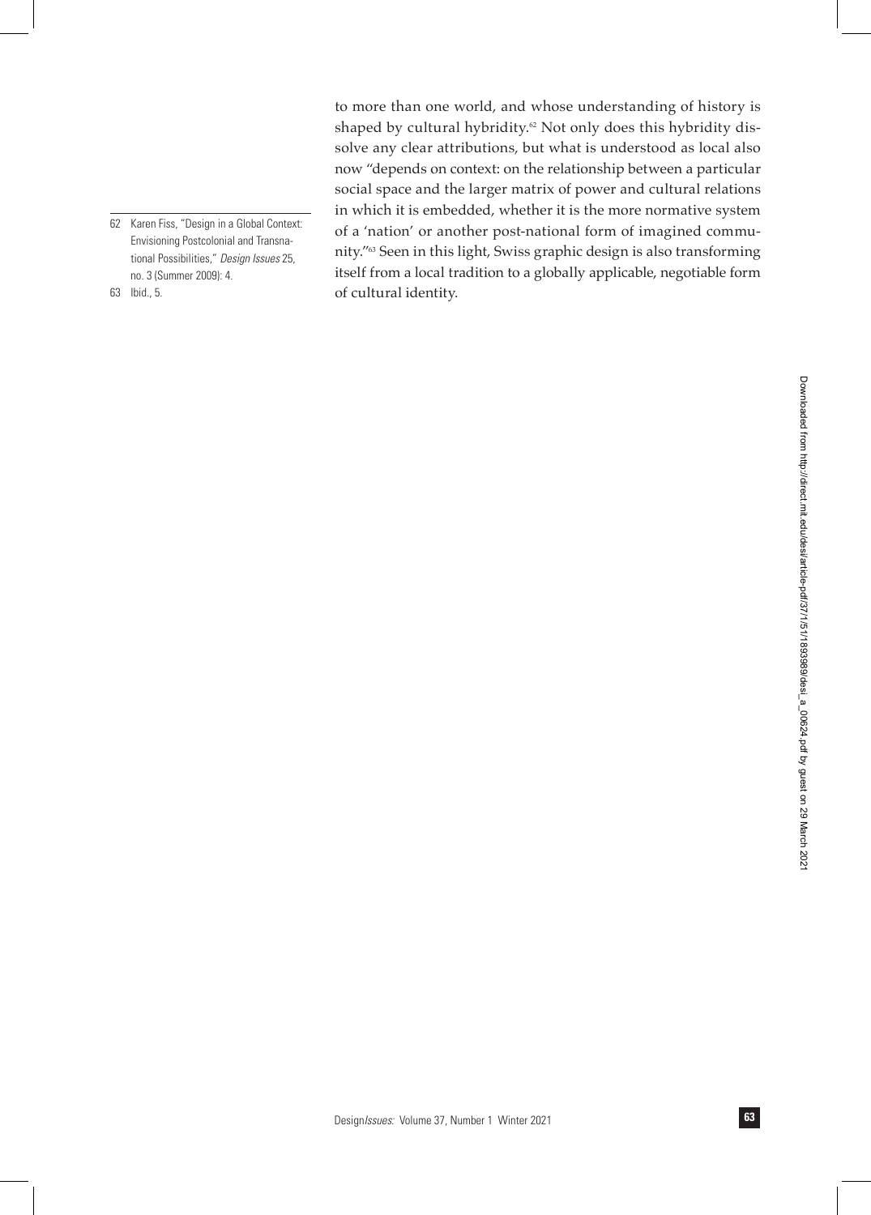to more than one world, and whose understanding of history is shaped by cultural hybridity.[62] Not only does this hybridity dissolve any clear attributions, but what is understood as local also now "depends on context: on the relationship between a particular social space and the larger matrix of power and cultural relations in which it is embedded, whether it is the more normative system of a 'nation' or another post-national form of imagined community."[63] Seen in this light, Swiss graphic design is also transforming itself from a local tradition to a globally applicable, negotiable form of cultural identity.

---

62 Karen Fiss, "Design in a Global Context: Envisioning Postcolonial and Transnational Possibilities," *Design Issues* 25, no. 3 (Summer 2009): 4.

63 Ibid., 5.